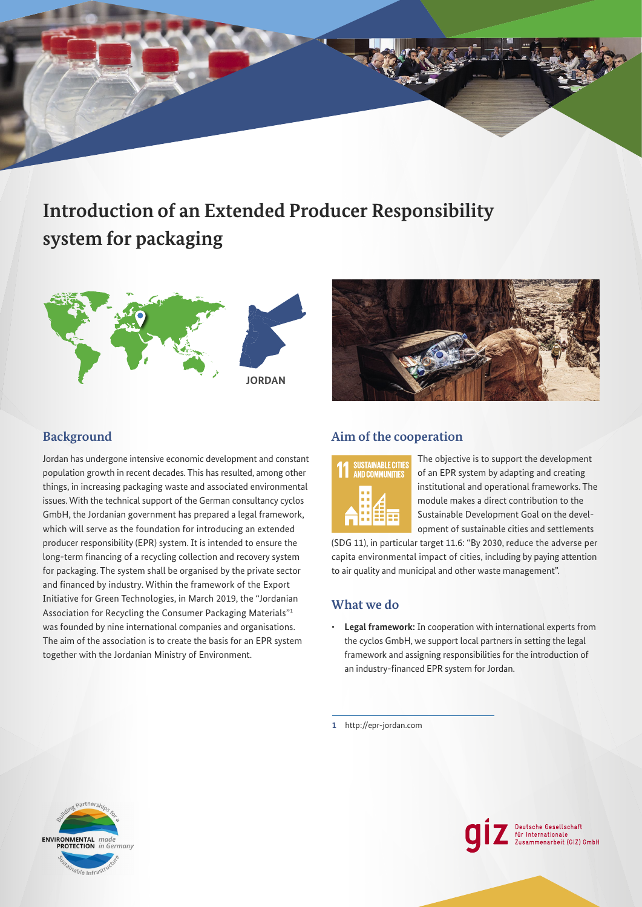# Introduction of an Extended Producer Responsibility system for packaging

JORDAN

## Background

Jordan has undergone intensive economic development and constant population growth in recent decades. This has resulted, among other things, in increasing packaging waste and associated environmental issues. With the technical support of the German consultancy cyclos GmbH, the Jordanian government has prepared a legal framework, which will serve as the foundation for introducing an extended producer responsibility (EPR) system. It is intended to ensure the long-term financing of a recycling collection and recovery system for packaging. The system shall be organised by the private sector and financed by industry. Within the framework of the Export Initiative for Green Technologies, in March 2019, the "Jordanian Association for Recycling the Consumer Packaging Materials"[1] was founded by nine international companies and organisations. The aim of the association is to create the basis for an EPR system together with the Jordanian Ministry of Environment.

## Aim of the cooperation

11 SUSTAINABLE CITIES AND COMMUNITIES

The objective is to support the development of an EPR system by adapting and creating institutional and operational frameworks. The module makes a direct contribution to the Sustainable Development Goal on the development of sustainable cities and settlements (SDG 11), in particular target 11.6: "By 2030, reduce the adverse per capita environmental impact of cities, including by paying attention to air quality and municipal and other waste management".

## What we do

- **Legal framework:** In cooperation with international experts from the cyclos GmbH, we support local partners in setting the legal framework and assigning responsibilities for the introduction of an industry-financed EPR system for Jordan.

1 http://epr-jordan.com

Building Partnerships for a Sustainable Infrastructure – ENVIRONMENTAL PROTECTION *made in Germany*

giz Deutsche Gesellschaft für Internationale Zusammenarbeit (GIZ) GmbH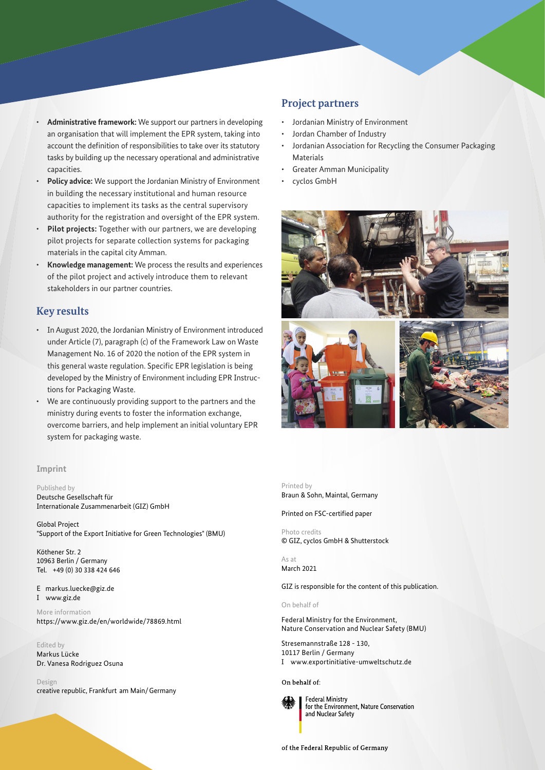- **Administrative framework:** We support our partners in developing an organisation that will implement the EPR system, taking into account the definition of responsibilities to take over its statutory tasks by building up the necessary operational and administrative capacities.
- **Policy advice:** We support the Jordanian Ministry of Environment in building the necessary institutional and human resource capacities to implement its tasks as the central supervisory authority for the registration and oversight of the EPR system.
- **Pilot projects:** Together with our partners, we are developing pilot projects for separate collection systems for packaging materials in the capital city Amman.
- **Knowledge management:** We process the results and experiences of the pilot project and actively introduce them to relevant stakeholders in our partner countries.

## Key results

- In August 2020, the Jordanian Ministry of Environment introduced under Article (7), paragraph (c) of the Framework Law on Waste Management No. 16 of 2020 the notion of the EPR system in this general waste regulation. Specific EPR legislation is being developed by the Ministry of Environment including EPR Instructions for Packaging Waste.
- We are continuously providing support to the partners and the ministry during events to foster the information exchange, overcome barriers, and help implement an initial voluntary EPR system for packaging waste.

## Project partners

- Jordanian Ministry of Environment
- Jordan Chamber of Industry
- Jordanian Association for Recycling the Consumer Packaging Materials
- Greater Amman Municipality
- cyclos GmbH

### Imprint

Published by
Deutsche Gesellschaft für
Internationale Zusammenarbeit (GIZ) GmbH

Global Project
"Support of the Export Initiative for Green Technologies" (BMU)

Köthener Str. 2
10963 Berlin / Germany
Tel. +49 (0) 30 338 424 646

E markus.luecke@giz.de
I www.giz.de

More information
https://www.giz.de/en/worldwide/78869.html

Edited by
Markus Lücke
Dr. Vanesa Rodriguez Osuna

Design
creative republic, Frankfurt am Main/ Germany

Printed by
Braun & Sohn, Maintal, Germany

Printed on FSC-certified paper

Photo credits
© GIZ, cyclos GmbH & Shutterstock

As at
March 2021

GIZ is responsible for the content of this publication.

On behalf of

Federal Ministry for the Environment,
Nature Conservation and Nuclear Safety (BMU)

Stresemannstraße 128 - 130,
10117 Berlin / Germany
I www.exportinitiative-umweltschutz.de

On behalf of:

Federal Ministry
for the Environment, Nature Conservation
and Nuclear Safety

of the Federal Republic of Germany